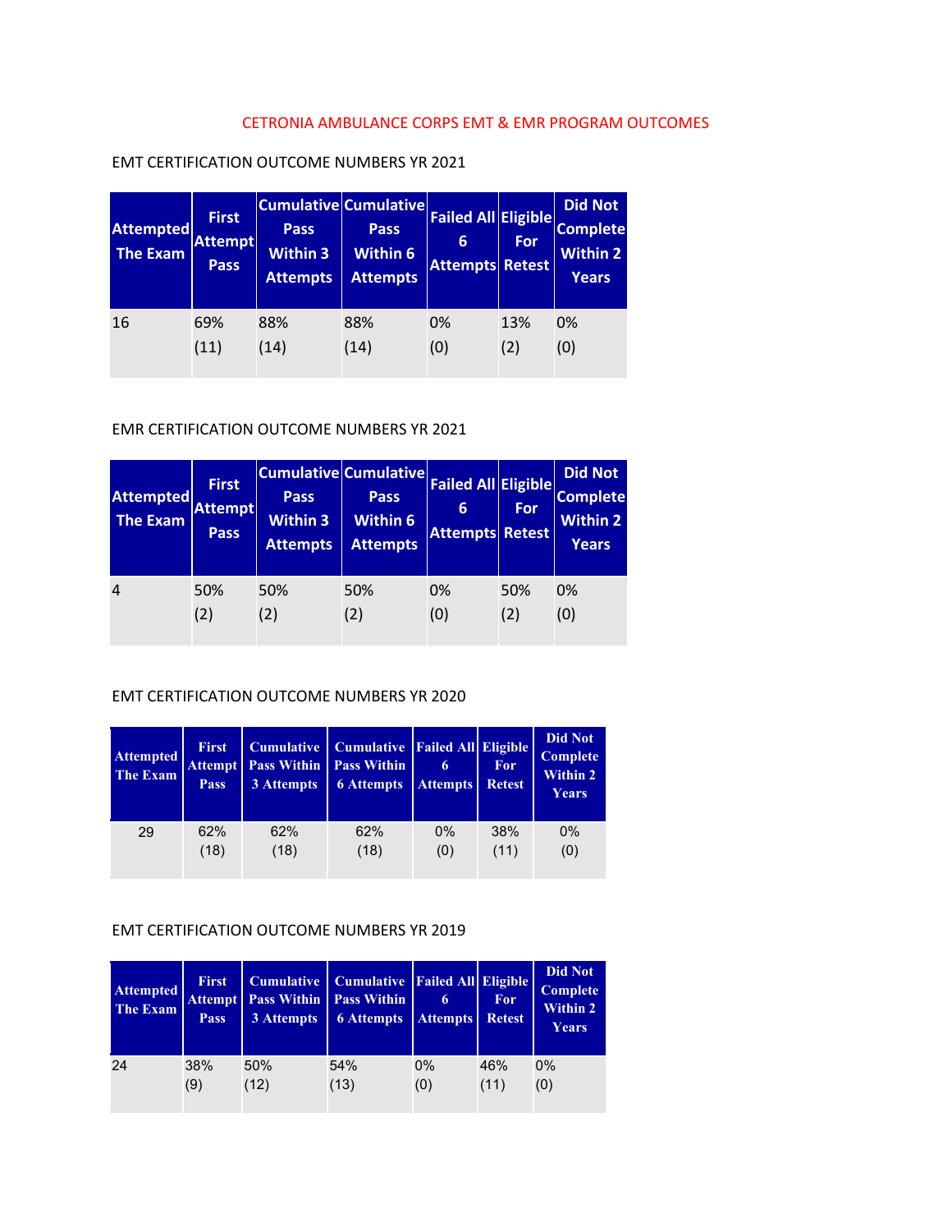# CETRONIA AMBULANCE CORPS EMT & EMR PROGRAM OUTCOMES

## EMT CERTIFICATION OUTCOME NUMBERS YR 2021

| Attempted The Exam | First Attempt Pass | Cumulative Pass Within 3 Attempts | Cumulative Pass Within 6 Attempts | Failed All 6 Attempts | Eligible For Retest | Did Not Complete Within 2 Years |
|---|---|---|---|---|---|---|
| 16 | 69% (11) | 88% (14) | 88% (14) | 0% (0) | 13% (2) | 0% (0) |

## EMR CERTIFICATION OUTCOME NUMBERS YR 2021

| Attempted The Exam | First Attempt Pass | Cumulative Pass Within 3 Attempts | Cumulative Pass Within 6 Attempts | Failed All 6 Attempts | Eligible For Retest | Did Not Complete Within 2 Years |
|---|---|---|---|---|---|---|
| 4 | 50% (2) | 50% (2) | 50% (2) | 0% (0) | 50% (2) | 0% (0) |

## EMT CERTIFICATION OUTCOME NUMBERS YR 2020

| Attempted The Exam | First Attempt Pass | Cumulative Pass Within 3 Attempts | Cumulative Pass Within 6 Attempts | Failed All 6 Attempts | Eligible For Retest | Did Not Complete Within 2 Years |
|---|---|---|---|---|---|---|
| 29 | 62% (18) | 62% (18) | 62% (18) | 0% (0) | 38% (11) | 0% (0) |

## EMT CERTIFICATION OUTCOME NUMBERS YR 2019

| Attempted The Exam | First Attempt Pass | Cumulative Pass Within 3 Attempts | Cumulative Pass Within 6 Attempts | Failed All 6 Attempts | Eligible For Retest | Did Not Complete Within 2 Years |
|---|---|---|---|---|---|---|
| 24 | 38% (9) | 50% (12) | 54% (13) | 0% (0) | 46% (11) | 0% (0) |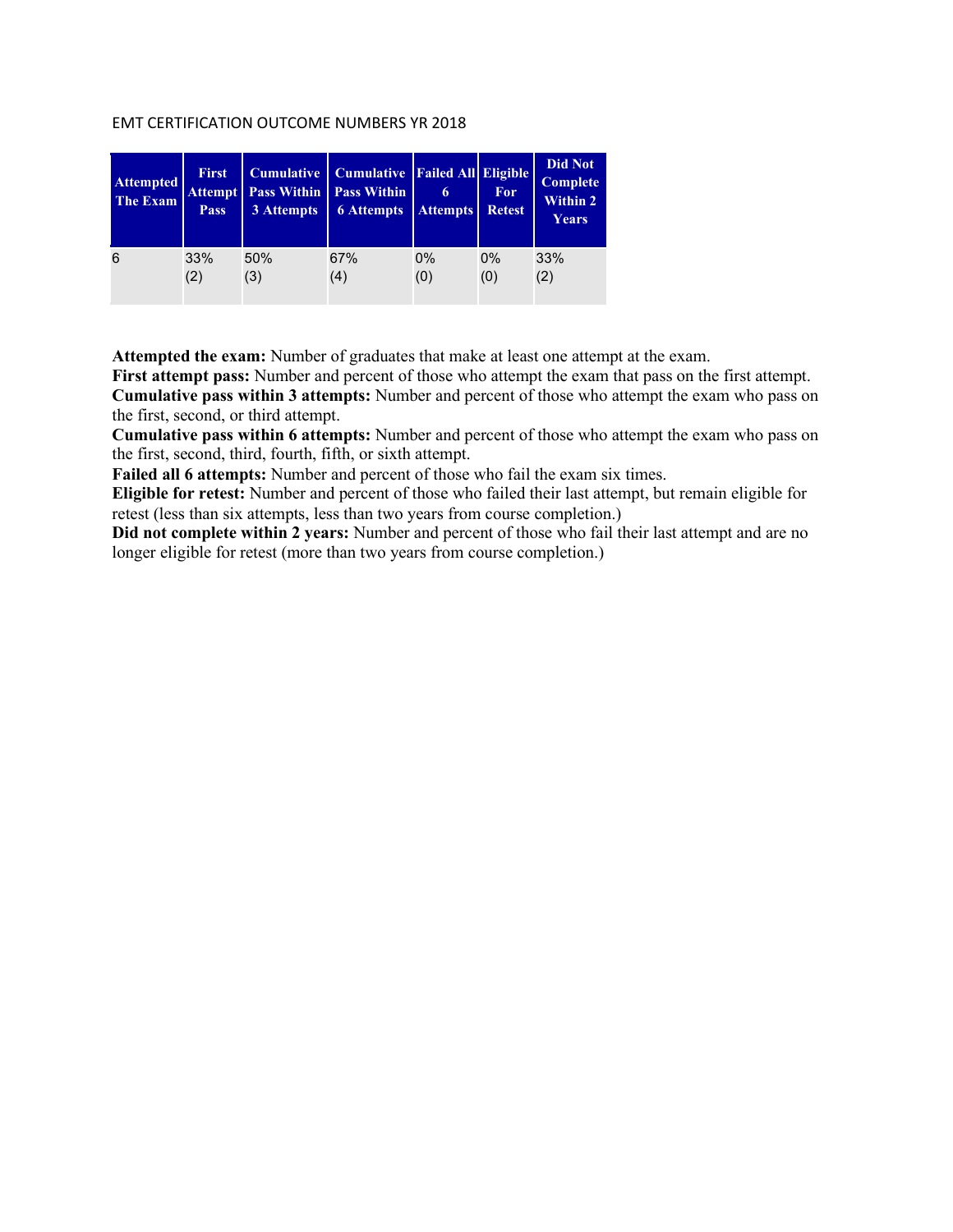EMT CERTIFICATION OUTCOME NUMBERS YR 2018

| Attempted The Exam | First Attempt Pass | Cumulative Pass Within 3 Attempts | Cumulative Pass Within 6 Attempts | Failed All 6 Attempts | Eligible For Retest | Did Not Complete Within 2 Years |
|---|---|---|---|---|---|---|
| 6 | 33% (2) | 50% (3) | 67% (4) | 0% (0) | 0% (0) | 33% (2) |

**Attempted the exam:** Number of graduates that make at least one attempt at the exam.
**First attempt pass:** Number and percent of those who attempt the exam that pass on the first attempt.
**Cumulative pass within 3 attempts:** Number and percent of those who attempt the exam who pass on the first, second, or third attempt.
**Cumulative pass within 6 attempts:** Number and percent of those who attempt the exam who pass on the first, second, third, fourth, fifth, or sixth attempt.
**Failed all 6 attempts:** Number and percent of those who fail the exam six times.
**Eligible for retest:** Number and percent of those who failed their last attempt, but remain eligible for retest (less than six attempts, less than two years from course completion.)
**Did not complete within 2 years:** Number and percent of those who fail their last attempt and are no longer eligible for retest (more than two years from course completion.)